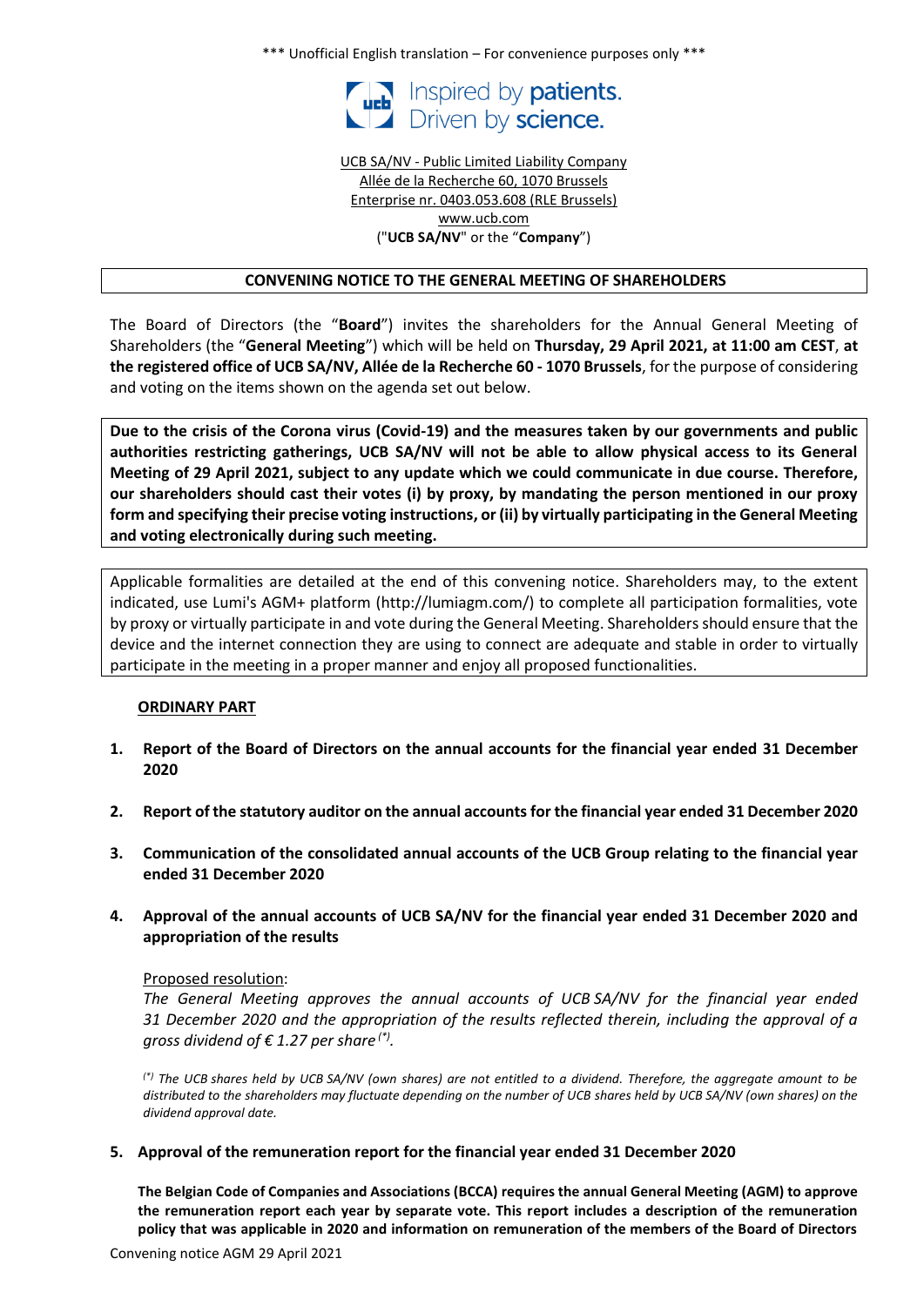*** Unofficial English translation – For convenience purposes only ***

Inspired by **patients.**
Driven by **science.**

UCB SA/NV - Public Limited Liability Company
Allée de la Recherche 60, 1070 Brussels
Enterprise nr. 0403.053.608 (RLE Brussels)
www.ucb.com
("**UCB SA/NV**" or the "**Company**")

# CONVENING NOTICE TO THE GENERAL MEETING OF SHAREHOLDERS

The Board of Directors (the "**Board**") invites the shareholders for the Annual General Meeting of Shareholders (the "**General Meeting**") which will be held on **Thursday, 29 April 2021, at 11:00 am CEST**, **at the registered office of UCB SA/NV, Allée de la Recherche 60 - 1070 Brussels**, for the purpose of considering and voting on the items shown on the agenda set out below.

**Due to the crisis of the Corona virus (Covid-19) and the measures taken by our governments and public authorities restricting gatherings, UCB SA/NV will not be able to allow physical access to its General Meeting of 29 April 2021, subject to any update which we could communicate in due course. Therefore, our shareholders should cast their votes (i) by proxy, by mandating the person mentioned in our proxy form and specifying their precise voting instructions, or (ii) by virtually participating in the General Meeting and voting electronically during such meeting.**

Applicable formalities are detailed at the end of this convening notice. Shareholders may, to the extent indicated, use Lumi's AGM+ platform (http://lumiagm.com/) to complete all participation formalities, vote by proxy or virtually participate in and vote during the General Meeting. Shareholders should ensure that the device and the internet connection they are using to connect are adequate and stable in order to virtually participate in the meeting in a proper manner and enjoy all proposed functionalities.

## ORDINARY PART

1. **Report of the Board of Directors on the annual accounts for the financial year ended 31 December 2020**

2. **Report of the statutory auditor on the annual accounts for the financial year ended 31 December 2020**

3. **Communication of the consolidated annual accounts of the UCB Group relating to the financial year ended 31 December 2020**

4. **Approval of the annual accounts of UCB SA/NV for the financial year ended 31 December 2020 and appropriation of the results**

   Proposed resolution:
   *The General Meeting approves the annual accounts of UCB SA/NV for the financial year ended 31 December 2020 and the appropriation of the results reflected therein, including the approval of a gross dividend of € 1.27 per share [(\*)].*

   *[(\*)] The UCB shares held by UCB SA/NV (own shares) are not entitled to a dividend. Therefore, the aggregate amount to be distributed to the shareholders may fluctuate depending on the number of UCB shares held by UCB SA/NV (own shares) on the dividend approval date.*

5. **Approval of the remuneration report for the financial year ended 31 December 2020**

   **The Belgian Code of Companies and Associations (BCCA) requires the annual General Meeting (AGM) to approve the remuneration report each year by separate vote. This report includes a description of the remuneration policy that was applicable in 2020 and information on remuneration of the members of the Board of Directors**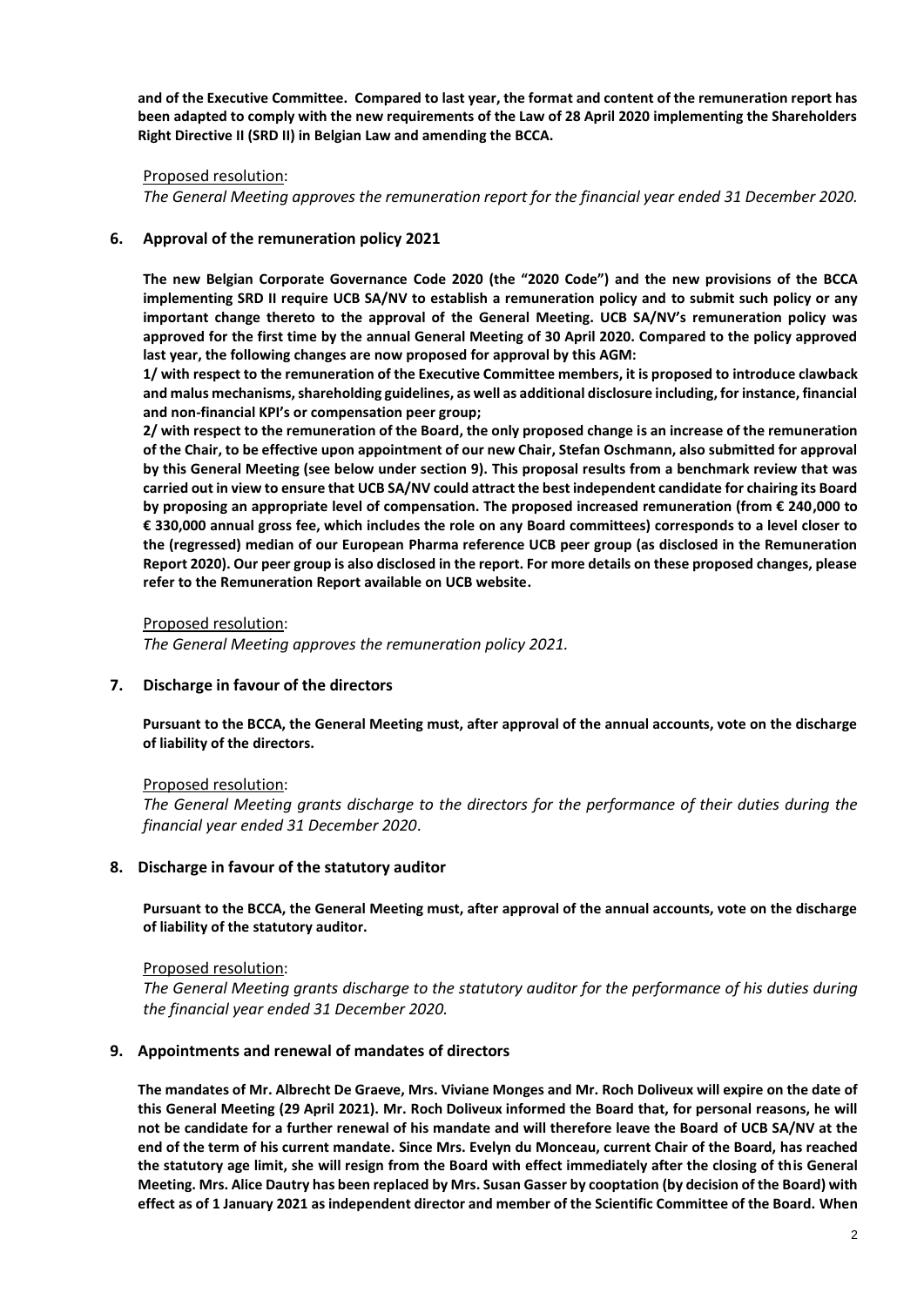**and of the Executive Committee. Compared to last year, the format and content of the remuneration report has been adapted to comply with the new requirements of the Law of 28 April 2020 implementing the Shareholders Right Directive II (SRD II) in Belgian Law and amending the BCCA.**

Proposed resolution:

*The General Meeting approves the remuneration report for the financial year ended 31 December 2020.*

## 6. Approval of the remuneration policy 2021

**The new Belgian Corporate Governance Code 2020 (the "2020 Code") and the new provisions of the BCCA implementing SRD II require UCB SA/NV to establish a remuneration policy and to submit such policy or any important change thereto to the approval of the General Meeting. UCB SA/NV's remuneration policy was approved for the first time by the annual General Meeting of 30 April 2020. Compared to the policy approved last year, the following changes are now proposed for approval by this AGM:**

**1/ with respect to the remuneration of the Executive Committee members, it is proposed to introduce clawback and malus mechanisms, shareholding guidelines, as well as additional disclosure including, for instance, financial and non-financial KPI's or compensation peer group;**

**2/ with respect to the remuneration of the Board, the only proposed change is an increase of the remuneration of the Chair, to be effective upon appointment of our new Chair, Stefan Oschmann, also submitted for approval by this General Meeting (see below under section 9). This proposal results from a benchmark review that was carried out in view to ensure that UCB SA/NV could attract the best independent candidate for chairing its Board by proposing an appropriate level of compensation. The proposed increased remuneration (from € 240,000 to € 330,000 annual gross fee, which includes the role on any Board committees) corresponds to a level closer to the (regressed) median of our European Pharma reference UCB peer group (as disclosed in the Remuneration Report 2020). Our peer group is also disclosed in the report. For more details on these proposed changes, please refer to the Remuneration Report available on UCB website.**

Proposed resolution:

*The General Meeting approves the remuneration policy 2021.*

## 7. Discharge in favour of the directors

**Pursuant to the BCCA, the General Meeting must, after approval of the annual accounts, vote on the discharge of liability of the directors.**

Proposed resolution:

*The General Meeting grants discharge to the directors for the performance of their duties during the financial year ended 31 December 2020.*

## 8. Discharge in favour of the statutory auditor

**Pursuant to the BCCA, the General Meeting must, after approval of the annual accounts, vote on the discharge of liability of the statutory auditor.**

Proposed resolution:

*The General Meeting grants discharge to the statutory auditor for the performance of his duties during the financial year ended 31 December 2020.*

## 9. Appointments and renewal of mandates of directors

**The mandates of Mr. Albrecht De Graeve, Mrs. Viviane Monges and Mr. Roch Doliveux will expire on the date of this General Meeting (29 April 2021). Mr. Roch Doliveux informed the Board that, for personal reasons, he will not be candidate for a further renewal of his mandate and will therefore leave the Board of UCB SA/NV at the end of the term of his current mandate. Since Mrs. Evelyn du Monceau, current Chair of the Board, has reached the statutory age limit, she will resign from the Board with effect immediately after the closing of this General Meeting. Mrs. Alice Dautry has been replaced by Mrs. Susan Gasser by cooptation (by decision of the Board) with effect as of 1 January 2021 as independent director and member of the Scientific Committee of the Board. When**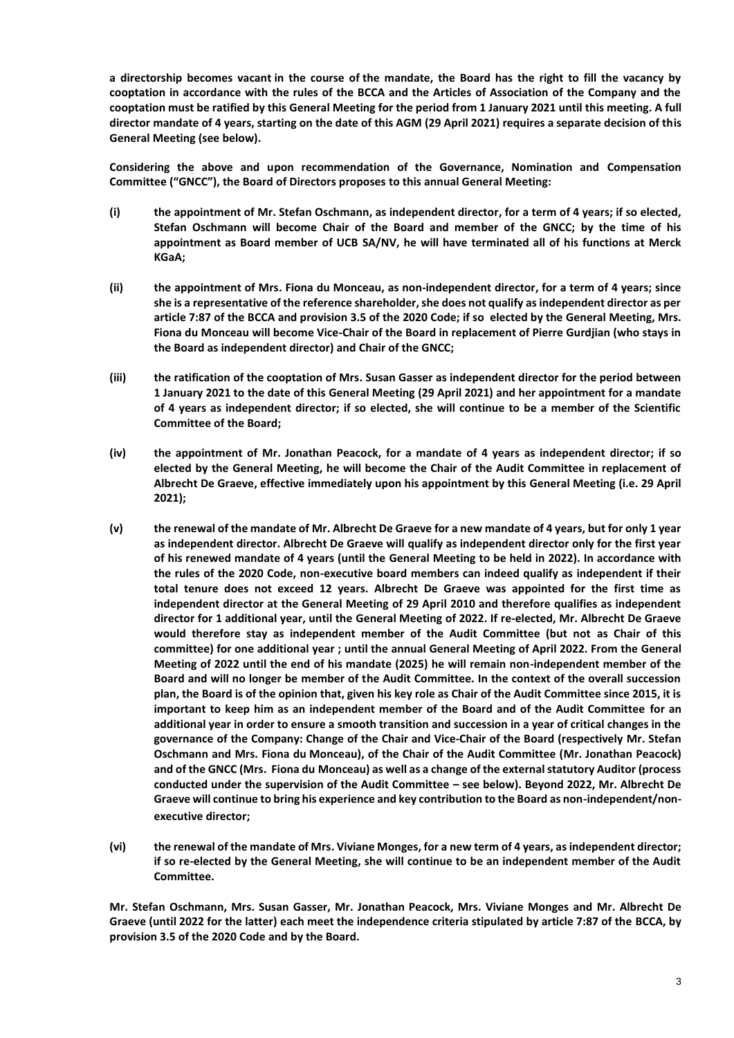**a directorship becomes vacant in the course of the mandate, the Board has the right to fill the vacancy by cooptation in accordance with the rules of the BCCA and the Articles of Association of the Company and the cooptation must be ratified by this General Meeting for the period from 1 January 2021 until this meeting. A full director mandate of 4 years, starting on the date of this AGM (29 April 2021) requires a separate decision of this General Meeting (see below).**

**Considering the above and upon recommendation of the Governance, Nomination and Compensation Committee ("GNCC"), the Board of Directors proposes to this annual General Meeting:**

**(i) the appointment of Mr. Stefan Oschmann, as independent director, for a term of 4 years; if so elected, Stefan Oschmann will become Chair of the Board and member of the GNCC; by the time of his appointment as Board member of UCB SA/NV, he will have terminated all of his functions at Merck KGaA;**

**(ii) the appointment of Mrs. Fiona du Monceau, as non-independent director, for a term of 4 years; since she is a representative of the reference shareholder, she does not qualify as independent director as per article 7:87 of the BCCA and provision 3.5 of the 2020 Code; if so elected by the General Meeting, Mrs. Fiona du Monceau will become Vice-Chair of the Board in replacement of Pierre Gurdjian (who stays in the Board as independent director) and Chair of the GNCC;**

**(iii) the ratification of the cooptation of Mrs. Susan Gasser as independent director for the period between 1 January 2021 to the date of this General Meeting (29 April 2021) and her appointment for a mandate of 4 years as independent director; if so elected, she will continue to be a member of the Scientific Committee of the Board;**

**(iv) the appointment of Mr. Jonathan Peacock, for a mandate of 4 years as independent director; if so elected by the General Meeting, he will become the Chair of the Audit Committee in replacement of Albrecht De Graeve, effective immediately upon his appointment by this General Meeting (i.e. 29 April 2021);**

**(v) the renewal of the mandate of Mr. Albrecht De Graeve for a new mandate of 4 years, but for only 1 year as independent director. Albrecht De Graeve will qualify as independent director only for the first year of his renewed mandate of 4 years (until the General Meeting to be held in 2022). In accordance with the rules of the 2020 Code, non-executive board members can indeed qualify as independent if their total tenure does not exceed 12 years. Albrecht De Graeve was appointed for the first time as independent director at the General Meeting of 29 April 2010 and therefore qualifies as independent director for 1 additional year, until the General Meeting of 2022. If re-elected, Mr. Albrecht De Graeve would therefore stay as independent member of the Audit Committee (but not as Chair of this committee) for one additional year ; until the annual General Meeting of April 2022. From the General Meeting of 2022 until the end of his mandate (2025) he will remain non-independent member of the Board and will no longer be member of the Audit Committee. In the context of the overall succession plan, the Board is of the opinion that, given his key role as Chair of the Audit Committee since 2015, it is important to keep him as an independent member of the Board and of the Audit Committee for an additional year in order to ensure a smooth transition and succession in a year of critical changes in the governance of the Company: Change of the Chair and Vice-Chair of the Board (respectively Mr. Stefan Oschmann and Mrs. Fiona du Monceau), of the Chair of the Audit Committee (Mr. Jonathan Peacock) and of the GNCC (Mrs. Fiona du Monceau) as well as a change of the external statutory Auditor (process conducted under the supervision of the Audit Committee – see below). Beyond 2022, Mr. Albrecht De Graeve will continue to bring his experience and key contribution to the Board as non-independent/non-executive director;**

**(vi) the renewal of the mandate of Mrs. Viviane Monges, for a new term of 4 years, as independent director; if so re-elected by the General Meeting, she will continue to be an independent member of the Audit Committee.**

**Mr. Stefan Oschmann, Mrs. Susan Gasser, Mr. Jonathan Peacock, Mrs. Viviane Monges and Mr. Albrecht De Graeve (until 2022 for the latter) each meet the independence criteria stipulated by article 7:87 of the BCCA, by provision 3.5 of the 2020 Code and by the Board.**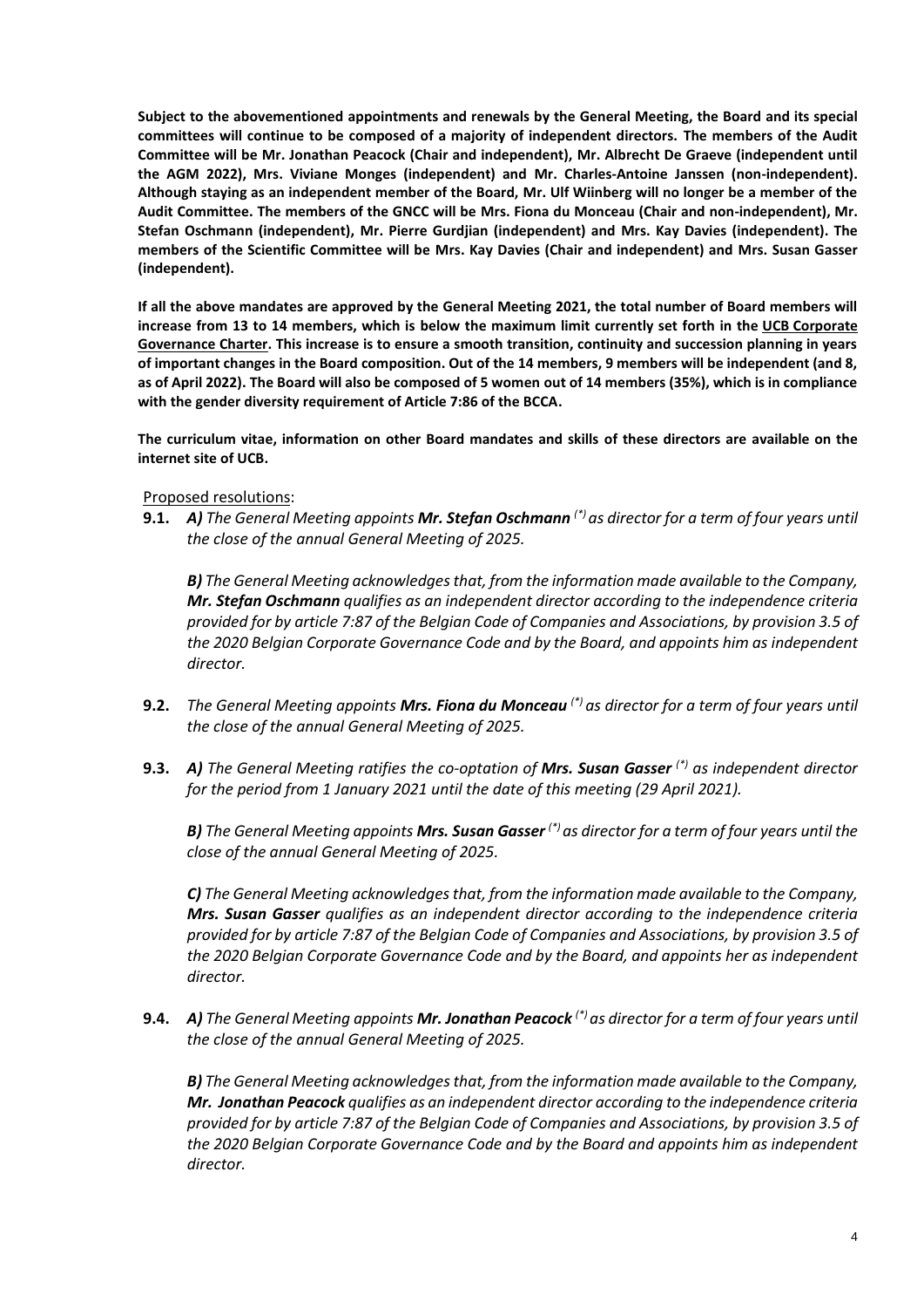**Subject to the abovementioned appointments and renewals by the General Meeting, the Board and its special committees will continue to be composed of a majority of independent directors. The members of the Audit Committee will be Mr. Jonathan Peacock (Chair and independent), Mr. Albrecht De Graeve (independent until the AGM 2022), Mrs. Viviane Monges (independent) and Mr. Charles-Antoine Janssen (non-independent). Although staying as an independent member of the Board, Mr. Ulf Wiinberg will no longer be a member of the Audit Committee. The members of the GNCC will be Mrs. Fiona du Monceau (Chair and non-independent), Mr. Stefan Oschmann (independent), Mr. Pierre Gurdjian (independent) and Mrs. Kay Davies (independent). The members of the Scientific Committee will be Mrs. Kay Davies (Chair and independent) and Mrs. Susan Gasser (independent).**

**If all the above mandates are approved by the General Meeting 2021, the total number of Board members will increase from 13 to 14 members, which is below the maximum limit currently set forth in the UCB Corporate Governance Charter. This increase is to ensure a smooth transition, continuity and succession planning in years of important changes in the Board composition. Out of the 14 members, 9 members will be independent (and 8, as of April 2022). The Board will also be composed of 5 women out of 14 members (35%), which is in compliance with the gender diversity requirement of Article 7:86 of the BCCA.**

**The curriculum vitae, information on other Board mandates and skills of these directors are available on the internet site of UCB.**

Proposed resolutions:

**9.1.** ***A)*** *The General Meeting appoints* ***Mr. Stefan Oschmann*** *(\*) as director for a term of four years until the close of the annual General Meeting of 2025.*

***B)*** *The General Meeting acknowledges that, from the information made available to the Company,* ***Mr. Stefan Oschmann*** *qualifies as an independent director according to the independence criteria provided for by article 7:87 of the Belgian Code of Companies and Associations, by provision 3.5 of the 2020 Belgian Corporate Governance Code and by the Board, and appoints him as independent director.*

**9.2.** *The General Meeting appoints* ***Mrs. Fiona du Monceau*** *(\*) as director for a term of four years until the close of the annual General Meeting of 2025.*

**9.3.** ***A)*** *The General Meeting ratifies the co-optation of* ***Mrs. Susan Gasser*** *(\*) as independent director for the period from 1 January 2021 until the date of this meeting (29 April 2021).*

***B)*** *The General Meeting appoints* ***Mrs. Susan Gasser*** *(\*) as director for a term of four years until the close of the annual General Meeting of 2025.*

***C)*** *The General Meeting acknowledges that, from the information made available to the Company,* ***Mrs. Susan Gasser*** *qualifies as an independent director according to the independence criteria provided for by article 7:87 of the Belgian Code of Companies and Associations, by provision 3.5 of the 2020 Belgian Corporate Governance Code and by the Board, and appoints her as independent director.*

**9.4.** ***A)*** *The General Meeting appoints* ***Mr. Jonathan Peacock*** *(\*) as director for a term of four years until the close of the annual General Meeting of 2025.*

***B)*** *The General Meeting acknowledges that, from the information made available to the Company,* ***Mr. Jonathan Peacock*** *qualifies as an independent director according to the independence criteria provided for by article 7:87 of the Belgian Code of Companies and Associations, by provision 3.5 of the 2020 Belgian Corporate Governance Code and by the Board and appoints him as independent director.*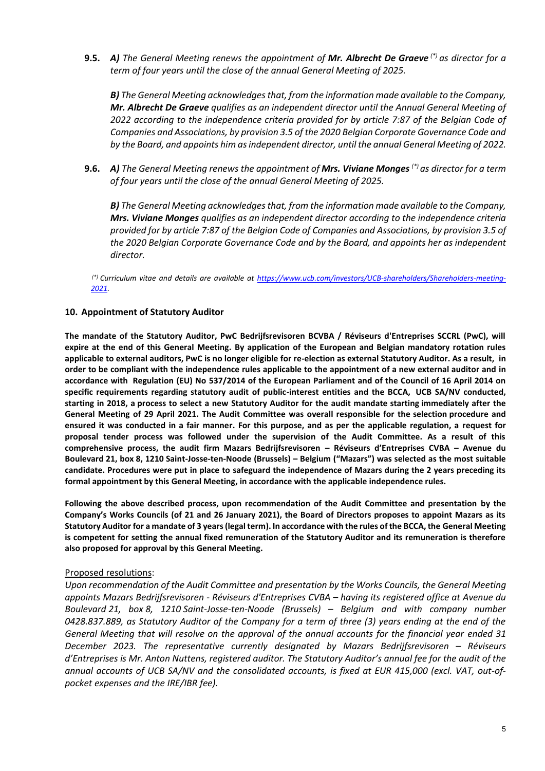**9.5.** ***A)*** *The General Meeting renews the appointment of* ***Mr. Albrecht De Graeve*** *(\*) as director for a term of four years until the close of the annual General Meeting of 2025.*

***B)*** *The General Meeting acknowledges that, from the information made available to the Company,* ***Mr. Albrecht De Graeve*** *qualifies as an independent director until the Annual General Meeting of 2022 according to the independence criteria provided for by article 7:87 of the Belgian Code of Companies and Associations, by provision 3.5 of the 2020 Belgian Corporate Governance Code and by the Board, and appoints him as independent director, until the annual General Meeting of 2022.*

**9.6.** ***A)*** *The General Meeting renews the appointment of* ***Mrs. Viviane Monges*** *(\*) as director for a term of four years until the close of the annual General Meeting of 2025.*

***B)*** *The General Meeting acknowledges that, from the information made available to the Company,* ***Mrs. Viviane Monges*** *qualifies as an independent director according to the independence criteria provided for by article 7:87 of the Belgian Code of Companies and Associations, by provision 3.5 of the 2020 Belgian Corporate Governance Code and by the Board, and appoints her as independent director.*

*(\*) Curriculum vitae and details are available at https://www.ucb.com/investors/UCB-shareholders/Shareholders-meeting-2021.*

## 10. Appointment of Statutory Auditor

**The mandate of the Statutory Auditor, PwC Bedrijfsrevisoren BCVBA / Réviseurs d'Entreprises SCCRL (PwC), will expire at the end of this General Meeting. By application of the European and Belgian mandatory rotation rules applicable to external auditors, PwC is no longer eligible for re-election as external Statutory Auditor. As a result, in order to be compliant with the independence rules applicable to the appointment of a new external auditor and in accordance with Regulation (EU) No 537/2014 of the European Parliament and of the Council of 16 April 2014 on specific requirements regarding statutory audit of public-interest entities and the BCCA, UCB SA/NV conducted, starting in 2018, a process to select a new Statutory Auditor for the audit mandate starting immediately after the General Meeting of 29 April 2021. The Audit Committee was overall responsible for the selection procedure and ensured it was conducted in a fair manner. For this purpose, and as per the applicable regulation, a request for proposal tender process was followed under the supervision of the Audit Committee. As a result of this comprehensive process, the audit firm Mazars Bedrijfsrevisoren – Réviseurs d'Entreprises CVBA – Avenue du Boulevard 21, box 8, 1210 Saint-Josse-ten-Noode (Brussels) – Belgium ("Mazars") was selected as the most suitable candidate. Procedures were put in place to safeguard the independence of Mazars during the 2 years preceding its formal appointment by this General Meeting, in accordance with the applicable independence rules.**

**Following the above described process, upon recommendation of the Audit Committee and presentation by the Company's Works Councils (of 21 and 26 January 2021), the Board of Directors proposes to appoint Mazars as its Statutory Auditor for a mandate of 3 years (legal term). In accordance with the rules of the BCCA, the General Meeting is competent for setting the annual fixed remuneration of the Statutory Auditor and its remuneration is therefore also proposed for approval by this General Meeting.**

Proposed resolutions:

*Upon recommendation of the Audit Committee and presentation by the Works Councils, the General Meeting appoints Mazars Bedrijfsrevisoren - Réviseurs d'Entreprises CVBA – having its registered office at Avenue du Boulevard 21, box 8, 1210 Saint-Josse-ten-Noode (Brussels) – Belgium and with company number 0428.837.889, as Statutory Auditor of the Company for a term of three (3) years ending at the end of the General Meeting that will resolve on the approval of the annual accounts for the financial year ended 31 December 2023. The representative currently designated by Mazars Bedrijfsrevisoren – Réviseurs d'Entreprises is Mr. Anton Nuttens, registered auditor. The Statutory Auditor's annual fee for the audit of the annual accounts of UCB SA/NV and the consolidated accounts, is fixed at EUR 415,000 (excl. VAT, out-of-pocket expenses and the IRE/IBR fee).*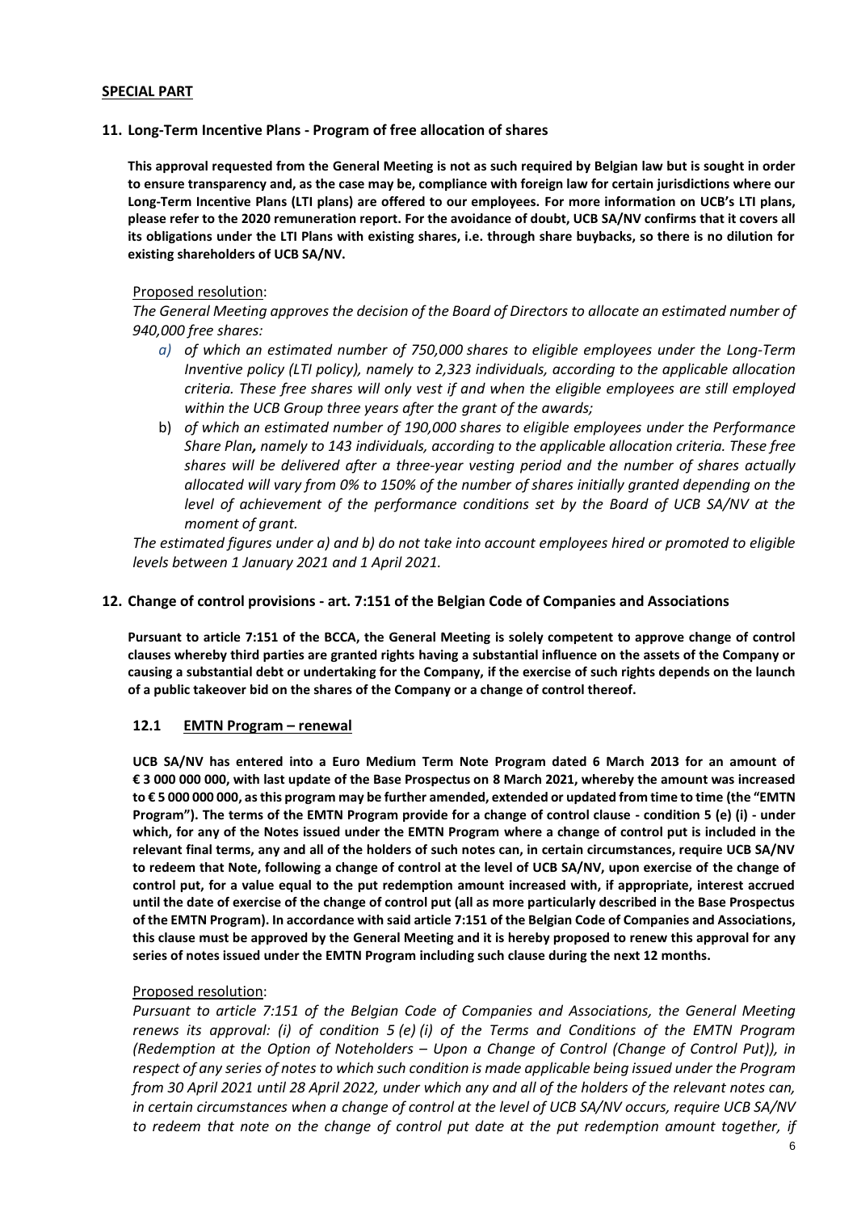**SPECIAL PART**

## 11. Long-Term Incentive Plans - Program of free allocation of shares

**This approval requested from the General Meeting is not as such required by Belgian law but is sought in order to ensure transparency and, as the case may be, compliance with foreign law for certain jurisdictions where our Long-Term Incentive Plans (LTI plans) are offered to our employees. For more information on UCB's LTI plans, please refer to the 2020 remuneration report. For the avoidance of doubt, UCB SA/NV confirms that it covers all its obligations under the LTI Plans with existing shares, i.e. through share buybacks, so there is no dilution for existing shareholders of UCB SA/NV.**

Proposed resolution:

*The General Meeting approves the decision of the Board of Directors to allocate an estimated number of 940,000 free shares:*

- a) *of which an estimated number of 750,000 shares to eligible employees under the Long-Term Inventive policy (LTI policy), namely to 2,323 individuals, according to the applicable allocation criteria. These free shares will only vest if and when the eligible employees are still employed within the UCB Group three years after the grant of the awards;*
- b) *of which an estimated number of 190,000 shares to eligible employees under the Performance Share Plan, namely to 143 individuals, according to the applicable allocation criteria. These free shares will be delivered after a three-year vesting period and the number of shares actually allocated will vary from 0% to 150% of the number of shares initially granted depending on the level of achievement of the performance conditions set by the Board of UCB SA/NV at the moment of grant.*

*The estimated figures under a) and b) do not take into account employees hired or promoted to eligible levels between 1 January 2021 and 1 April 2021.*

## 12. Change of control provisions - art. 7:151 of the Belgian Code of Companies and Associations

**Pursuant to article 7:151 of the BCCA, the General Meeting is solely competent to approve change of control clauses whereby third parties are granted rights having a substantial influence on the assets of the Company or causing a substantial debt or undertaking for the Company, if the exercise of such rights depends on the launch of a public takeover bid on the shares of the Company or a change of control thereof.**

### 12.1 EMTN Program – renewal

**UCB SA/NV has entered into a Euro Medium Term Note Program dated 6 March 2013 for an amount of € 3 000 000 000, with last update of the Base Prospectus on 8 March 2021, whereby the amount was increased to € 5 000 000 000, as this program may be further amended, extended or updated from time to time (the "EMTN Program"). The terms of the EMTN Program provide for a change of control clause - condition 5 (e) (i) - under which, for any of the Notes issued under the EMTN Program where a change of control put is included in the relevant final terms, any and all of the holders of such notes can, in certain circumstances, require UCB SA/NV to redeem that Note, following a change of control at the level of UCB SA/NV, upon exercise of the change of control put, for a value equal to the put redemption amount increased with, if appropriate, interest accrued until the date of exercise of the change of control put (all as more particularly described in the Base Prospectus of the EMTN Program). In accordance with said article 7:151 of the Belgian Code of Companies and Associations, this clause must be approved by the General Meeting and it is hereby proposed to renew this approval for any series of notes issued under the EMTN Program including such clause during the next 12 months.**

Proposed resolution:

*Pursuant to article 7:151 of the Belgian Code of Companies and Associations, the General Meeting renews its approval: (i) of condition 5 (e) (i) of the Terms and Conditions of the EMTN Program (Redemption at the Option of Noteholders – Upon a Change of Control (Change of Control Put)), in respect of any series of notes to which such condition is made applicable being issued under the Program from 30 April 2021 until 28 April 2022, under which any and all of the holders of the relevant notes can, in certain circumstances when a change of control at the level of UCB SA/NV occurs, require UCB SA/NV to redeem that note on the change of control put date at the put redemption amount together, if*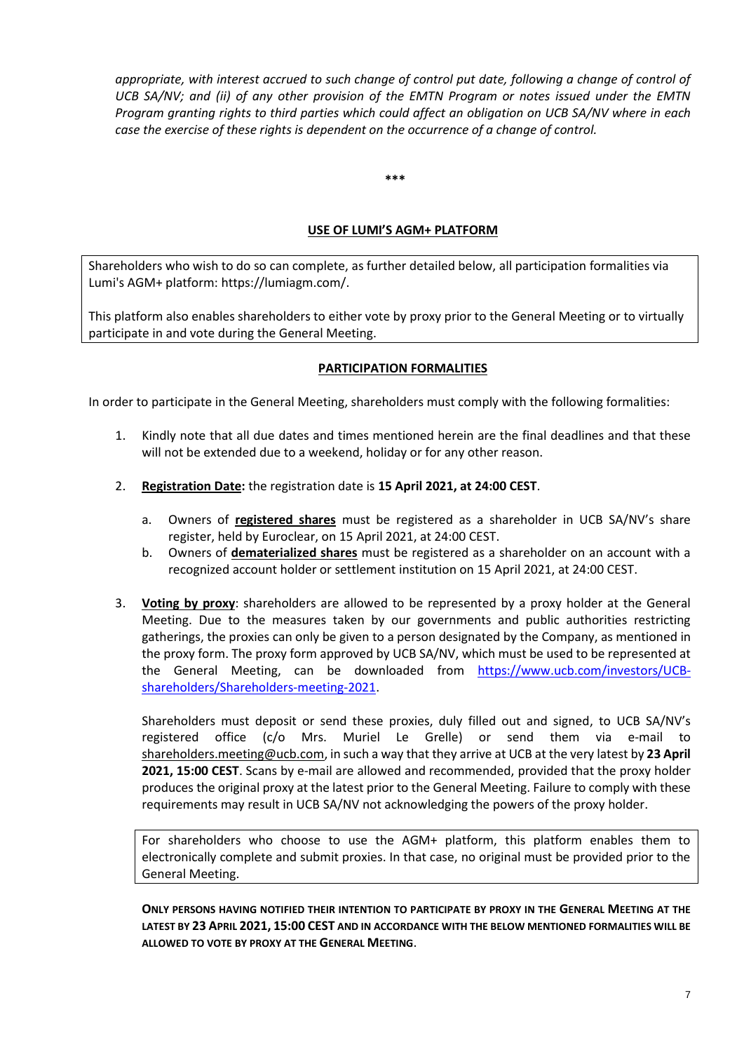*appropriate, with interest accrued to such change of control put date, following a change of control of UCB SA/NV; and (ii) of any other provision of the EMTN Program or notes issued under the EMTN Program granting rights to third parties which could affect an obligation on UCB SA/NV where in each case the exercise of these rights is dependent on the occurrence of a change of control.*

***

## USE OF LUMI'S AGM+ PLATFORM

Shareholders who wish to do so can complete, as further detailed below, all participation formalities via Lumi's AGM+ platform: https://lumiagm.com/.

This platform also enables shareholders to either vote by proxy prior to the General Meeting or to virtually participate in and vote during the General Meeting.

## PARTICIPATION FORMALITIES

In order to participate in the General Meeting, shareholders must comply with the following formalities:

1. Kindly note that all due dates and times mentioned herein are the final deadlines and that these will not be extended due to a weekend, holiday or for any other reason.

2. **Registration Date:** the registration date is **15 April 2021, at 24:00 CEST**.

   a. Owners of **registered shares** must be registered as a shareholder in UCB SA/NV's share register, held by Euroclear, on 15 April 2021, at 24:00 CEST.

   b. Owners of **dematerialized shares** must be registered as a shareholder on an account with a recognized account holder or settlement institution on 15 April 2021, at 24:00 CEST.

3. **Voting by proxy**: shareholders are allowed to be represented by a proxy holder at the General Meeting. Due to the measures taken by our governments and public authorities restricting gatherings, the proxies can only be given to a person designated by the Company, as mentioned in the proxy form. The proxy form approved by UCB SA/NV, which must be used to be represented at the General Meeting, can be downloaded from https://www.ucb.com/investors/UCB-shareholders/Shareholders-meeting-2021.

   Shareholders must deposit or send these proxies, duly filled out and signed, to UCB SA/NV's registered office (c/o Mrs. Muriel Le Grelle) or send them via e-mail to shareholders.meeting@ucb.com, in such a way that they arrive at UCB at the very latest by **23 April 2021, 15:00 CEST**. Scans by e-mail are allowed and recommended, provided that the proxy holder produces the original proxy at the latest prior to the General Meeting. Failure to comply with these requirements may result in UCB SA/NV not acknowledging the powers of the proxy holder.

   For shareholders who choose to use the AGM+ platform, this platform enables them to electronically complete and submit proxies. In that case, no original must be provided prior to the General Meeting.

   **ONLY PERSONS HAVING NOTIFIED THEIR INTENTION TO PARTICIPATE BY PROXY IN THE GENERAL MEETING AT THE LATEST BY 23 APRIL 2021, 15:00 CEST AND IN ACCORDANCE WITH THE BELOW MENTIONED FORMALITIES WILL BE ALLOWED TO VOTE BY PROXY AT THE GENERAL MEETING.**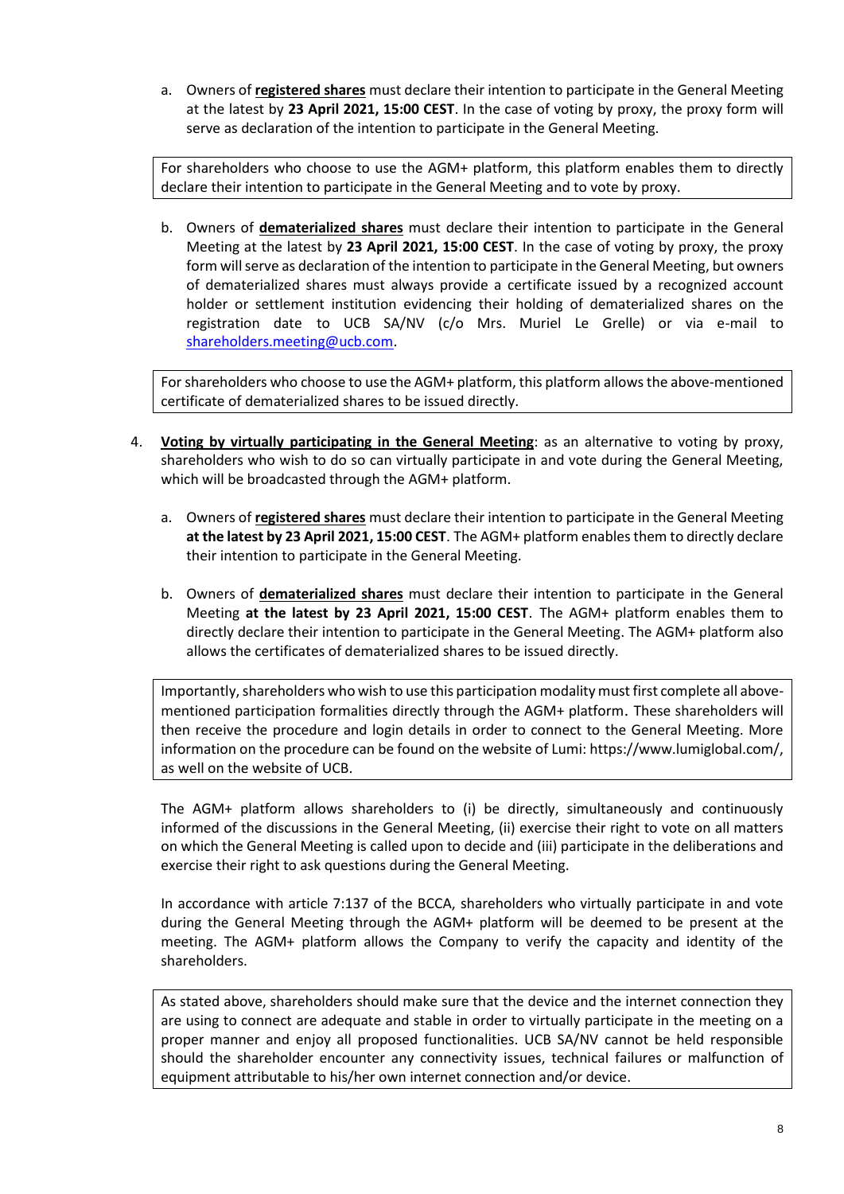a. Owners of **registered shares** must declare their intention to participate in the General Meeting at the latest by **23 April 2021, 15:00 CEST**. In the case of voting by proxy, the proxy form will serve as declaration of the intention to participate in the General Meeting.

For shareholders who choose to use the AGM+ platform, this platform enables them to directly declare their intention to participate in the General Meeting and to vote by proxy.

b. Owners of **dematerialized shares** must declare their intention to participate in the General Meeting at the latest by **23 April 2021, 15:00 CEST**. In the case of voting by proxy, the proxy form will serve as declaration of the intention to participate in the General Meeting, but owners of dematerialized shares must always provide a certificate issued by a recognized account holder or settlement institution evidencing their holding of dematerialized shares on the registration date to UCB SA/NV (c/o Mrs. Muriel Le Grelle) or via e-mail to shareholders.meeting@ucb.com.

For shareholders who choose to use the AGM+ platform, this platform allows the above-mentioned certificate of dematerialized shares to be issued directly.

4. **Voting by virtually participating in the General Meeting**: as an alternative to voting by proxy, shareholders who wish to do so can virtually participate in and vote during the General Meeting, which will be broadcasted through the AGM+ platform.

   a. Owners of **registered shares** must declare their intention to participate in the General Meeting **at the latest by 23 April 2021, 15:00 CEST**. The AGM+ platform enables them to directly declare their intention to participate in the General Meeting.

   b. Owners of **dematerialized shares** must declare their intention to participate in the General Meeting **at the latest by 23 April 2021, 15:00 CEST**. The AGM+ platform enables them to directly declare their intention to participate in the General Meeting. The AGM+ platform also allows the certificates of dematerialized shares to be issued directly.

Importantly, shareholders who wish to use this participation modality must first complete all above-mentioned participation formalities directly through the AGM+ platform. These shareholders will then receive the procedure and login details in order to connect to the General Meeting. More information on the procedure can be found on the website of Lumi: https://www.lumiglobal.com/, as well on the website of UCB.

The AGM+ platform allows shareholders to (i) be directly, simultaneously and continuously informed of the discussions in the General Meeting, (ii) exercise their right to vote on all matters on which the General Meeting is called upon to decide and (iii) participate in the deliberations and exercise their right to ask questions during the General Meeting.

In accordance with article 7:137 of the BCCA, shareholders who virtually participate in and vote during the General Meeting through the AGM+ platform will be deemed to be present at the meeting. The AGM+ platform allows the Company to verify the capacity and identity of the shareholders.

As stated above, shareholders should make sure that the device and the internet connection they are using to connect are adequate and stable in order to virtually participate in the meeting on a proper manner and enjoy all proposed functionalities. UCB SA/NV cannot be held responsible should the shareholder encounter any connectivity issues, technical failures or malfunction of equipment attributable to his/her own internet connection and/or device.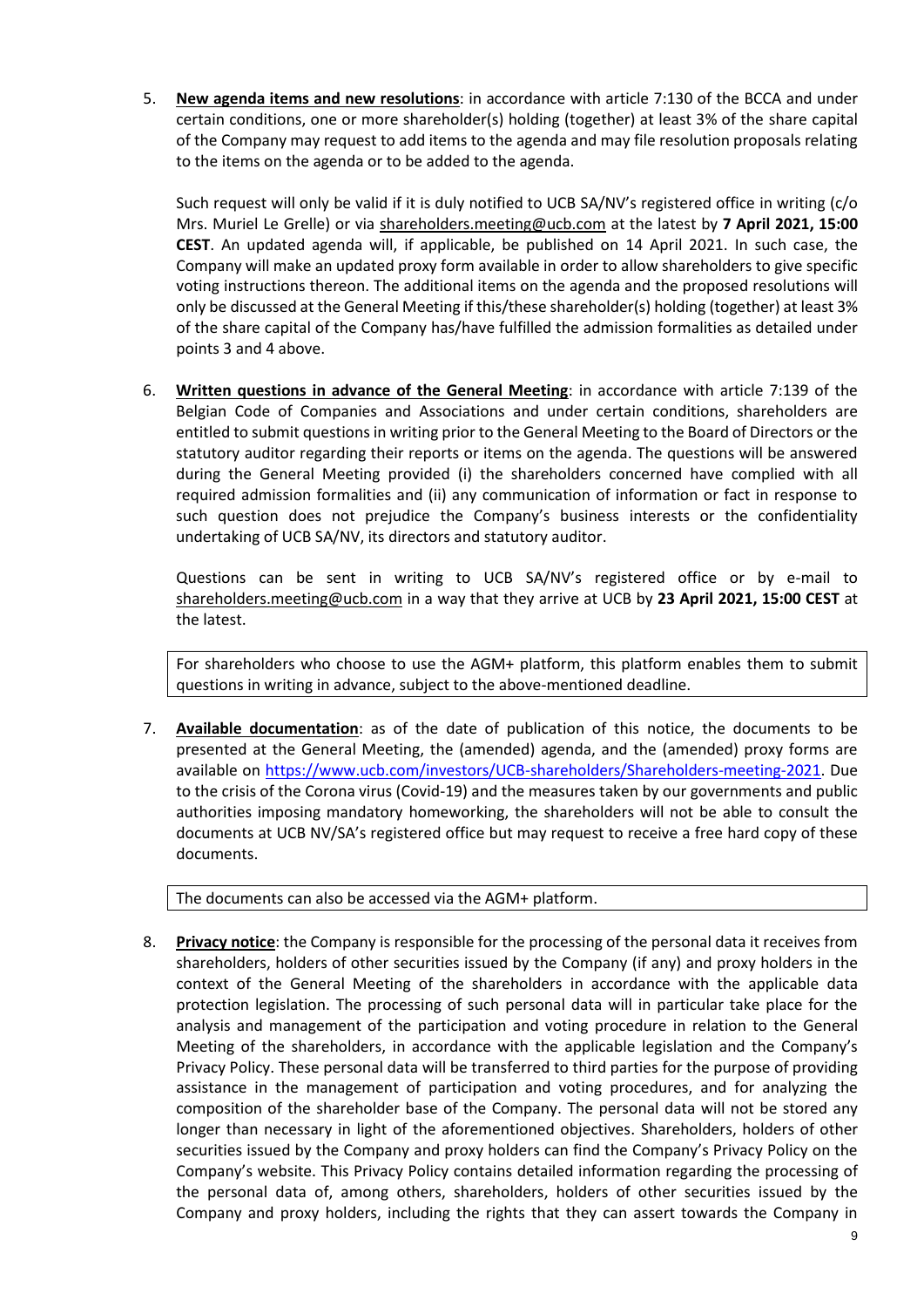5. **New agenda items and new resolutions**: in accordance with article 7:130 of the BCCA and under certain conditions, one or more shareholder(s) holding (together) at least 3% of the share capital of the Company may request to add items to the agenda and may file resolution proposals relating to the items on the agenda or to be added to the agenda.

   Such request will only be valid if it is duly notified to UCB SA/NV's registered office in writing (c/o Mrs. Muriel Le Grelle) or via shareholders.meeting@ucb.com at the latest by **7 April 2021, 15:00 CEST**. An updated agenda will, if applicable, be published on 14 April 2021. In such case, the Company will make an updated proxy form available in order to allow shareholders to give specific voting instructions thereon. The additional items on the agenda and the proposed resolutions will only be discussed at the General Meeting if this/these shareholder(s) holding (together) at least 3% of the share capital of the Company has/have fulfilled the admission formalities as detailed under points 3 and 4 above.

6. **Written questions in advance of the General Meeting**: in accordance with article 7:139 of the Belgian Code of Companies and Associations and under certain conditions, shareholders are entitled to submit questions in writing prior to the General Meeting to the Board of Directors or the statutory auditor regarding their reports or items on the agenda. The questions will be answered during the General Meeting provided (i) the shareholders concerned have complied with all required admission formalities and (ii) any communication of information or fact in response to such question does not prejudice the Company's business interests or the confidentiality undertaking of UCB SA/NV, its directors and statutory auditor.

   Questions can be sent in writing to UCB SA/NV's registered office or by e-mail to shareholders.meeting@ucb.com in a way that they arrive at UCB by **23 April 2021, 15:00 CEST** at the latest.

   For shareholders who choose to use the AGM+ platform, this platform enables them to submit questions in writing in advance, subject to the above-mentioned deadline.

7. **Available documentation**: as of the date of publication of this notice, the documents to be presented at the General Meeting, the (amended) agenda, and the (amended) proxy forms are available on https://www.ucb.com/investors/UCB-shareholders/Shareholders-meeting-2021. Due to the crisis of the Corona virus (Covid-19) and the measures taken by our governments and public authorities imposing mandatory homeworking, the shareholders will not be able to consult the documents at UCB NV/SA's registered office but may request to receive a free hard copy of these documents.

   The documents can also be accessed via the AGM+ platform.

8. **Privacy notice**: the Company is responsible for the processing of the personal data it receives from shareholders, holders of other securities issued by the Company (if any) and proxy holders in the context of the General Meeting of the shareholders in accordance with the applicable data protection legislation. The processing of such personal data will in particular take place for the analysis and management of the participation and voting procedure in relation to the General Meeting of the shareholders, in accordance with the applicable legislation and the Company's Privacy Policy. These personal data will be transferred to third parties for the purpose of providing assistance in the management of participation and voting procedures, and for analyzing the composition of the shareholder base of the Company. The personal data will not be stored any longer than necessary in light of the aforementioned objectives. Shareholders, holders of other securities issued by the Company and proxy holders can find the Company's Privacy Policy on the Company's website. This Privacy Policy contains detailed information regarding the processing of the personal data of, among others, shareholders, holders of other securities issued by the Company and proxy holders, including the rights that they can assert towards the Company in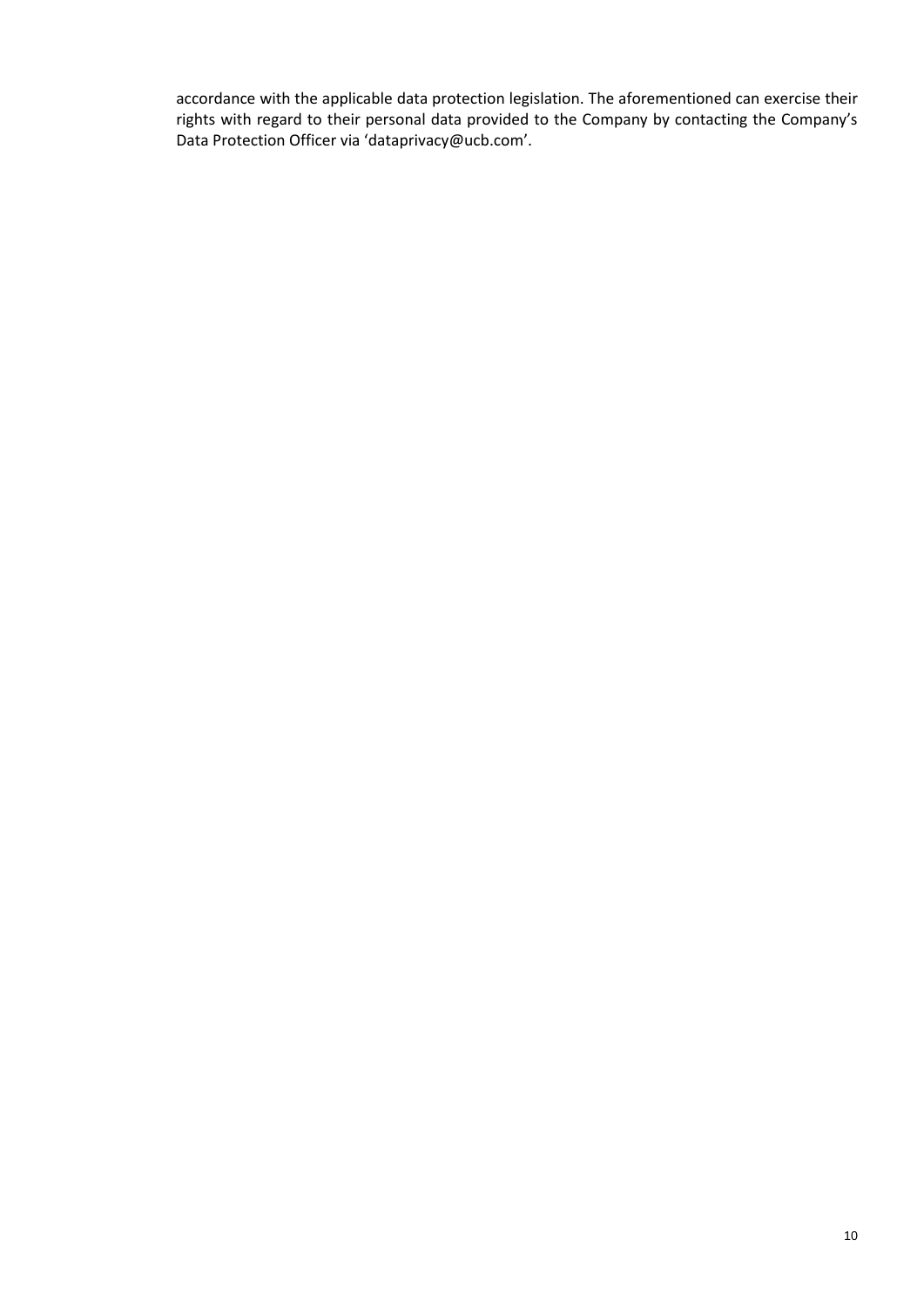accordance with the applicable data protection legislation. The aforementioned can exercise their rights with regard to their personal data provided to the Company by contacting the Company's Data Protection Officer via 'dataprivacy@ucb.com'.